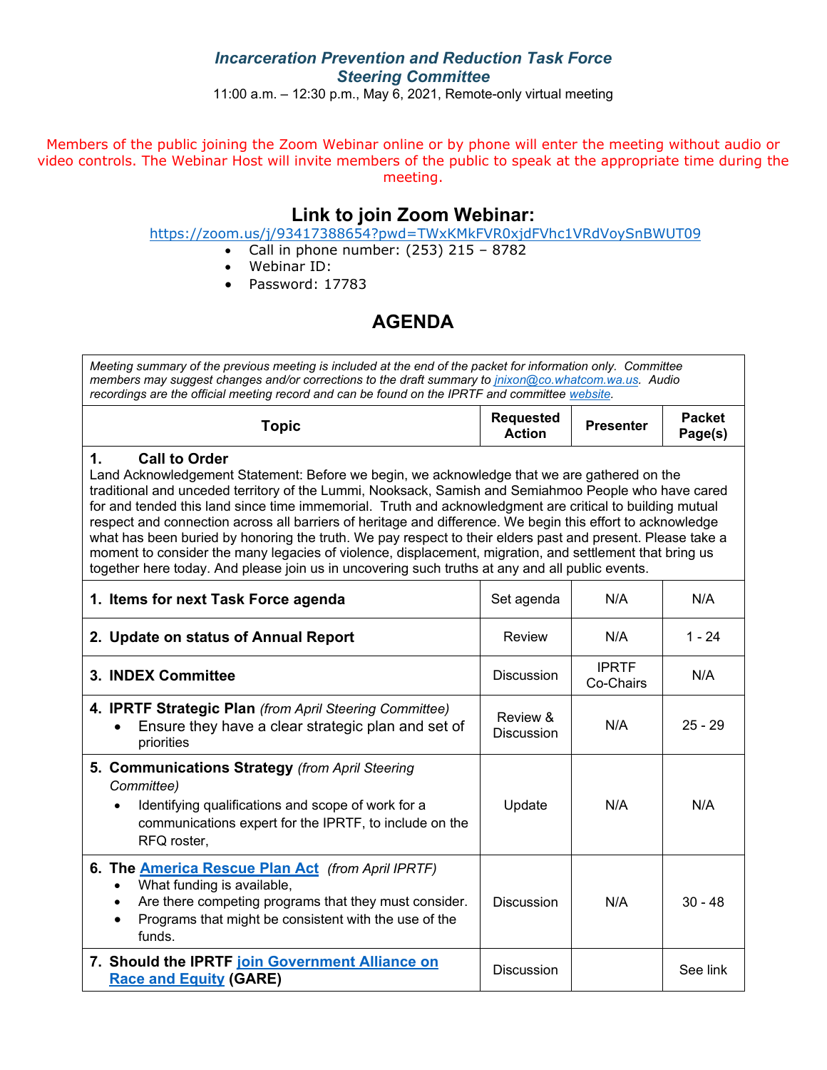***Incarceration Prevention and Reduction Task Force***
***Steering Committee***

11:00 a.m. – 12:30 p.m., May 6, 2021, Remote-only virtual meeting

Members of the public joining the Zoom Webinar online or by phone will enter the meeting without audio or video controls. The Webinar Host will invite members of the public to speak at the appropriate time during the meeting.

## Link to join Zoom Webinar:

https://zoom.us/j/93417388654?pwd=TWxKMkFVR0xjdFVhc1VRdVoySnBWUT09

- Call in phone number: (253) 215 – 8782
- Webinar ID:
- Password: 17783

# AGENDA

*Meeting summary of the previous meeting is included at the end of the packet for information only. Committee members may suggest changes and/or corrections to the draft summary to jnixon@co.whatcom.wa.us. Audio recordings are the official meeting record and can be found on the IPRTF and committee website.*

| Topic | Requested Action | Presenter | Packet Page(s) |
|---|---|---|---|
| **1. Call to Order**<br>Land Acknowledgement Statement: Before we begin, we acknowledge that we are gathered on the traditional and unceded territory of the Lummi, Nooksack, Samish and Semiahmoo People who have cared for and tended this land since time immemorial. Truth and acknowledgment are critical to building mutual respect and connection across all barriers of heritage and difference. We begin this effort to acknowledge what has been buried by honoring the truth. We pay respect to their elders past and present. Please take a moment to consider the many legacies of violence, displacement, migration, and settlement that bring us together here today. And please join us in uncovering such truths at any and all public events. | | | |
| **1. Items for next Task Force agenda** | Set agenda | N/A | N/A |
| **2. Update on status of Annual Report** | Review | N/A | 1 - 24 |
| **3. INDEX Committee** | Discussion | IPRTF Co-Chairs | N/A |
| **4. IPRTF Strategic Plan** *(from April Steering Committee)*<br>• Ensure they have a clear strategic plan and set of priorities | Review & Discussion | N/A | 25 - 29 |
| **5. Communications Strategy** *(from April Steering Committee)*<br>• Identifying qualifications and scope of work for a communications expert for the IPRTF, to include on the RFQ roster, | Update | N/A | N/A |
| **6. The America Rescue Plan Act** *(from April IPRTF)*<br>• What funding is available,<br>• Are there competing programs that they must consider.<br>• Programs that might be consistent with the use of the funds. | Discussion | N/A | 30 - 48 |
| **7. Should the IPRTF join Government Alliance on Race and Equity (GARE)** | Discussion | | See link |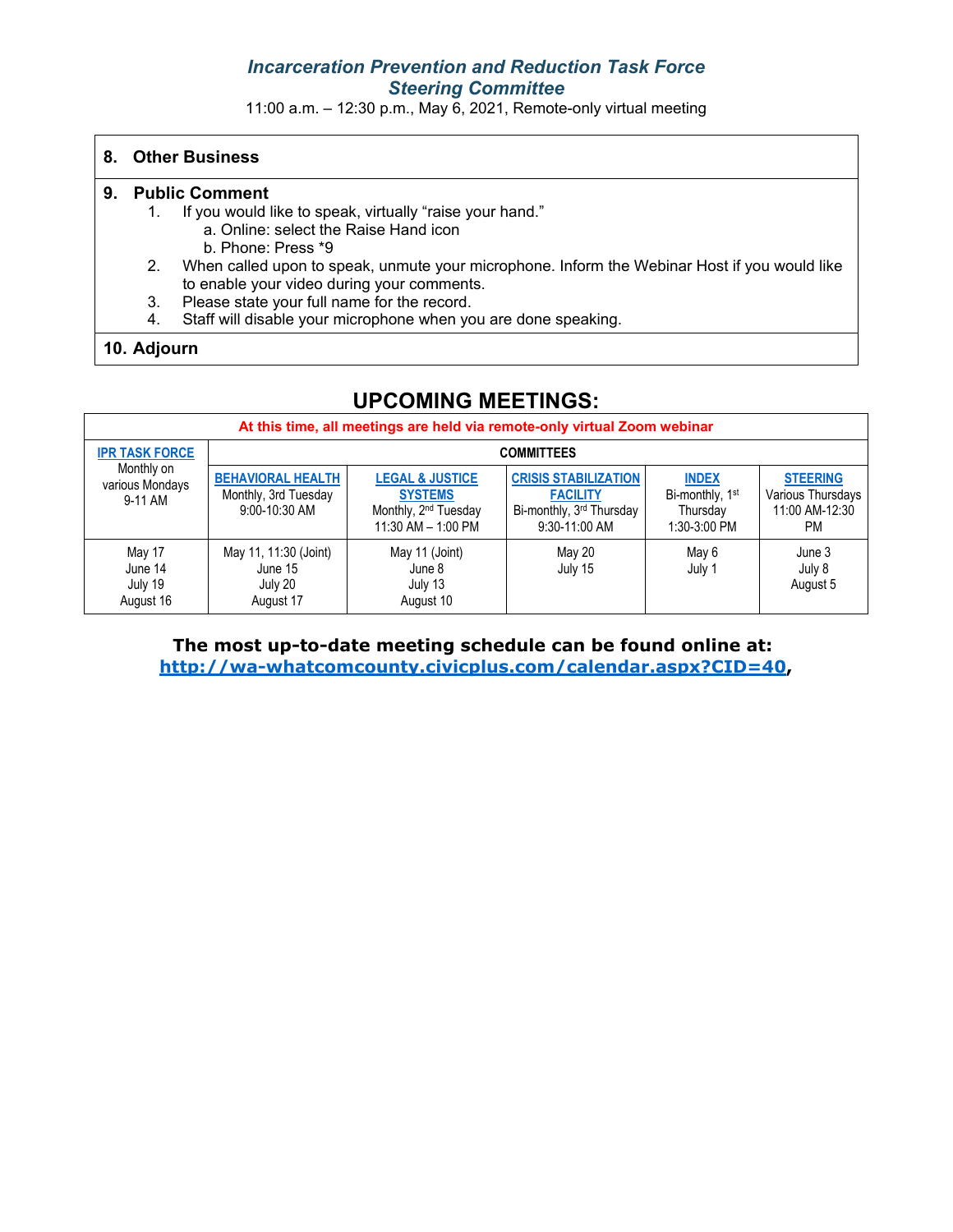*Incarceration Prevention and Reduction Task Force*
*Steering Committee*
11:00 a.m. – 12:30 p.m., May 6, 2021, Remote-only virtual meeting

## 8. Other Business

## 9. Public Comment

1. If you would like to speak, virtually "raise your hand."
   a. Online: select the Raise Hand icon
   b. Phone: Press *9
2. When called upon to speak, unmute your microphone. Inform the Webinar Host if you would like to enable your video during your comments.
3. Please state your full name for the record.
4. Staff will disable your microphone when you are done speaking.

## 10. Adjourn

# UPCOMING MEETINGS:

**At this time, all meetings are held via remote-only virtual Zoom webinar**

| IPR TASK FORCE | COMMITTEES | | | | |
|---|---|---|---|---|---|
| Monthly on various Mondays 9-11 AM | **BEHAVIORAL HEALTH** Monthly, 3rd Tuesday 9:00-10:30 AM | **LEGAL & JUSTICE SYSTEMS** Monthly, 2nd Tuesday 11:30 AM – 1:00 PM | **CRISIS STABILIZATION FACILITY** Bi-monthly, 3rd Thursday 9:30-11:00 AM | **INDEX** Bi-monthly, 1st Thursday 1:30-3:00 PM | **STEERING** Various Thursdays 11:00 AM-12:30 PM |
| May 17<br>June 14<br>July 19<br>August 16 | May 11, 11:30 (Joint)<br>June 15<br>July 20<br>August 17 | May 11 (Joint)<br>June 8<br>July 13<br>August 10 | May 20<br>July 15 | May 6<br>July 1 | June 3<br>July 8<br>August 5 |

**The most up-to-date meeting schedule can be found online at:**
**http://wa-whatcomcounty.civicplus.com/calendar.aspx?CID=40,**